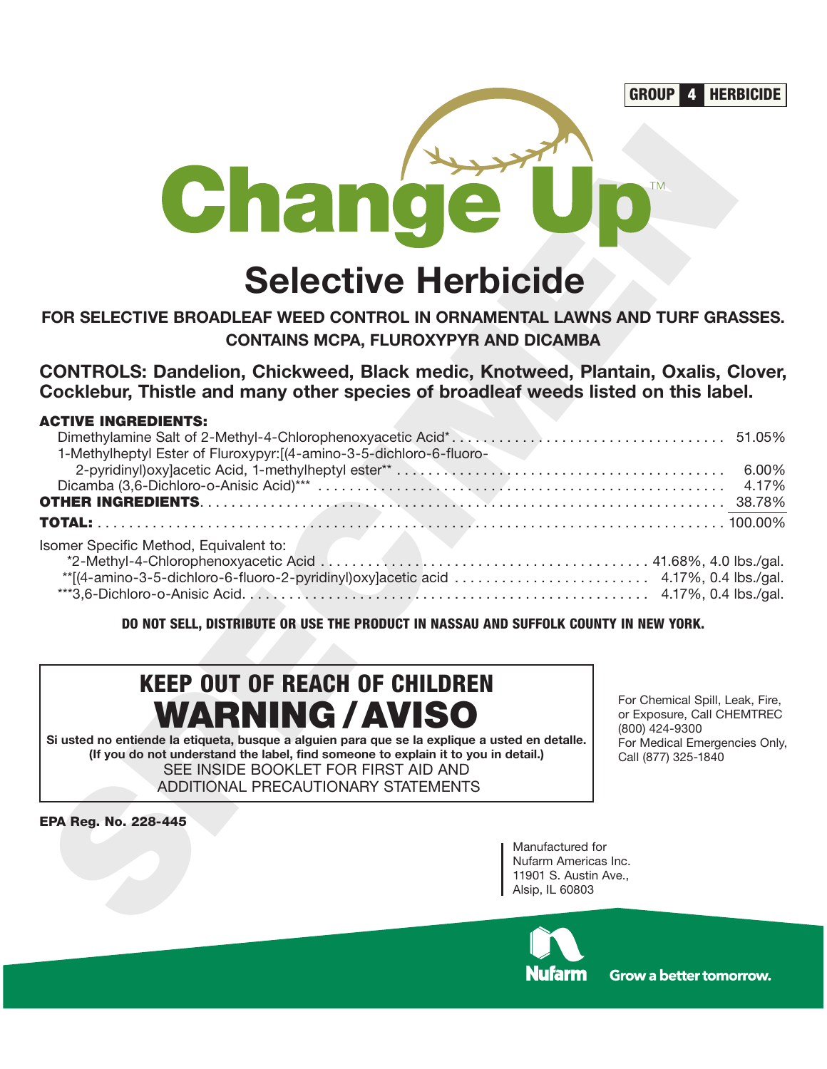GROUP **4** HERBICIDE

# Change Up™

## Selective Herbicide

**FOR SELECTIVE BROADLEAF WEED CONTROL IN ORNAMENTAL LAWNS AND TURF GRASSES.**
**CONTAINS MCPA, FLUROXYPYR AND DICAMBA**

**CONTROLS: Dandelion, Chickweed, Black medic, Knotweed, Plantain, Oxalis, Clover, Cocklebur, Thistle and many other species of broadleaf weeds listed on this label.**

| **ACTIVE INGREDIENTS:** | |
|---|---|
| Dimethylamine Salt of 2-Methyl-4-Chlorophenoxyacetic Acid* | 51.05% |
| 1-Methylheptyl Ester of Fluroxypyr:[(4-amino-3-5-dichloro-6-fluoro-2-pyridinyl)oxy]acetic Acid, 1-methylheptyl ester** | 6.00% |
| Dicamba (3,6-Dichloro-o-Anisic Acid)*** | 4.17% |
| **OTHER INGREDIENTS** | 38.78% |
| **TOTAL:** | 100.00% |

Isomer Specific Method, Equivalent to:

| | |
|---|---|
| *2-Methyl-4-Chlorophenoxyacetic Acid | 41.68%, 4.0 lbs./gal. |
| **[(4-amino-3-5-dichloro-6-fluoro-2-pyridinyl)oxy]acetic acid | 4.17%, 0.4 lbs./gal. |
| ***3,6-Dichloro-o-Anisic Acid. | 4.17%, 0.4 lbs./gal. |

**DO NOT SELL, DISTRIBUTE OR USE THE PRODUCT IN NASSAU AND SUFFOLK COUNTY IN NEW YORK.**

## KEEP OUT OF REACH OF CHILDREN
# WARNING / AVISO

**Si usted no entiende la etiqueta, busque a alguien para que se la explique a usted en detalle.**
**(If you do not understand the label, find someone to explain it to you in detail.)**
SEE INSIDE BOOKLET FOR FIRST AID AND ADDITIONAL PRECAUTIONARY STATEMENTS

For Chemical Spill, Leak, Fire, or Exposure, Call CHEMTREC (800) 424-9300
For Medical Emergencies Only, Call (877) 325-1840

**EPA Reg. No. 228-445**

Manufactured for
Nufarm Americas Inc.
11901 S. Austin Ave.,
Alsip, IL 60803

Nufarm Grow a better tomorrow.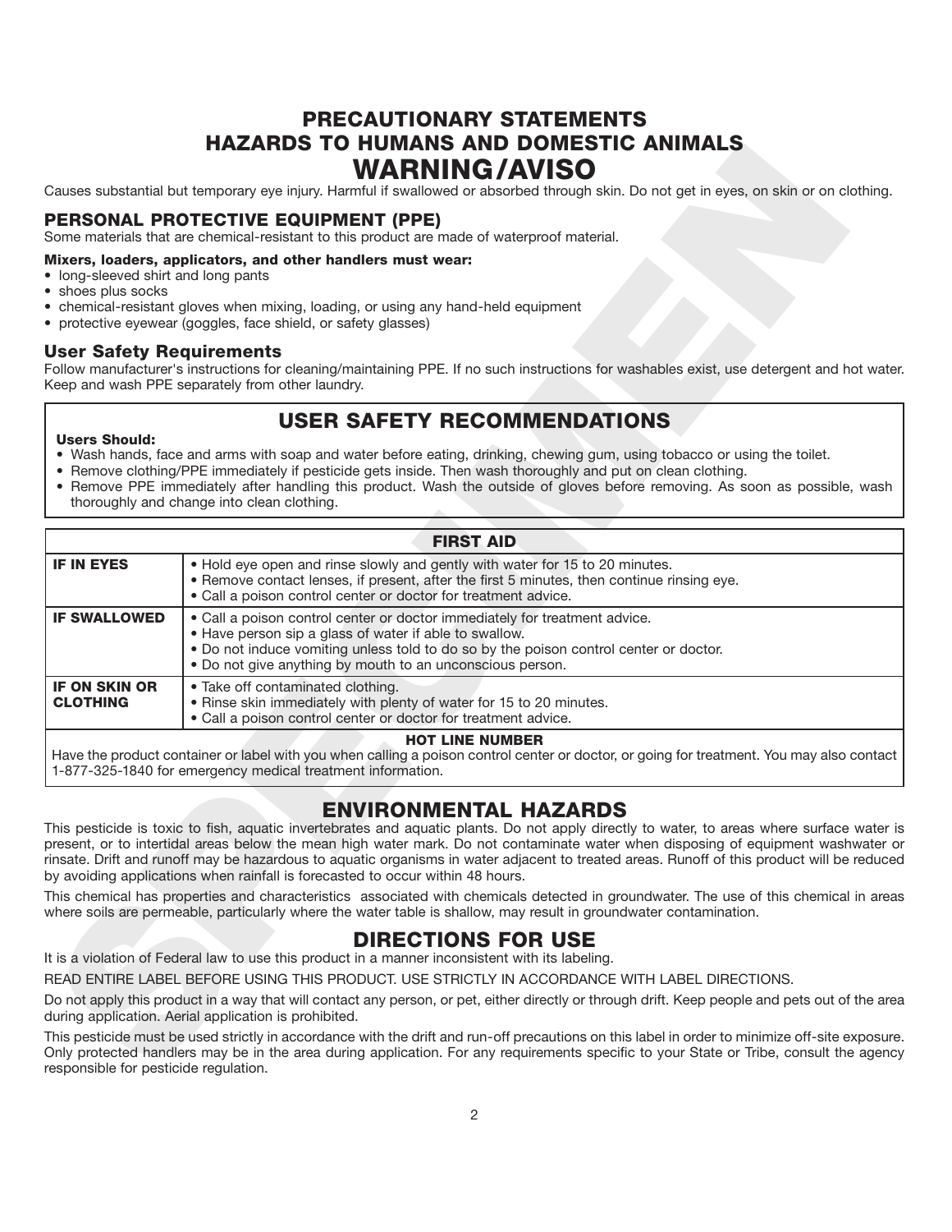# PRECAUTIONARY STATEMENTS
## HAZARDS TO HUMANS AND DOMESTIC ANIMALS
## WARNING/AVISO

Causes substantial but temporary eye injury. Harmful if swallowed or absorbed through skin. Do not get in eyes, on skin or on clothing.

### PERSONAL PROTECTIVE EQUIPMENT (PPE)

Some materials that are chemical-resistant to this product are made of waterproof material.

**Mixers, loaders, applicators, and other handlers must wear:**

- long-sleeved shirt and long pants
- shoes plus socks
- chemical-resistant gloves when mixing, loading, or using any hand-held equipment
- protective eyewear (goggles, face shield, or safety glasses)

### User Safety Requirements

Follow manufacturer's instructions for cleaning/maintaining PPE. If no such instructions for washables exist, use detergent and hot water. Keep and wash PPE separately from other laundry.

## USER SAFETY RECOMMENDATIONS

**Users Should:**

- Wash hands, face and arms with soap and water before eating, drinking, chewing gum, using tobacco or using the toilet.
- Remove clothing/PPE immediately if pesticide gets inside. Then wash thoroughly and put on clean clothing.
- Remove PPE immediately after handling this product. Wash the outside of gloves before removing. As soon as possible, wash thoroughly and change into clean clothing.

| FIRST AID | |
|---|---|
| **IF IN EYES** | • Hold eye open and rinse slowly and gently with water for 15 to 20 minutes.<br>• Remove contact lenses, if present, after the first 5 minutes, then continue rinsing eye.<br>• Call a poison control center or doctor for treatment advice. |
| **IF SWALLOWED** | • Call a poison control center or doctor immediately for treatment advice.<br>• Have person sip a glass of water if able to swallow.<br>• Do not induce vomiting unless told to do so by the poison control center or doctor.<br>• Do not give anything by mouth to an unconscious person. |
| **IF ON SKIN OR CLOTHING** | • Take off contaminated clothing.<br>• Rinse skin immediately with plenty of water for 15 to 20 minutes.<br>• Call a poison control center or doctor for treatment advice. |
| **HOT LINE NUMBER**<br>Have the product container or label with you when calling a poison control center or doctor, or going for treatment. You may also contact 1-877-325-1840 for emergency medical treatment information. | |

## ENVIRONMENTAL HAZARDS

This pesticide is toxic to fish, aquatic invertebrates and aquatic plants. Do not apply directly to water, to areas where surface water is present, or to intertidal areas below the mean high water mark. Do not contaminate water when disposing of equipment washwater or rinsate. Drift and runoff may be hazardous to aquatic organisms in water adjacent to treated areas. Runoff of this product will be reduced by avoiding applications when rainfall is forecasted to occur within 48 hours.

This chemical has properties and characteristics associated with chemicals detected in groundwater. The use of this chemical in areas where soils are permeable, particularly where the water table is shallow, may result in groundwater contamination.

## DIRECTIONS FOR USE

It is a violation of Federal law to use this product in a manner inconsistent with its labeling.

READ ENTIRE LABEL BEFORE USING THIS PRODUCT. USE STRICTLY IN ACCORDANCE WITH LABEL DIRECTIONS.

Do not apply this product in a way that will contact any person, or pet, either directly or through drift. Keep people and pets out of the area during application. Aerial application is prohibited.

This pesticide must be used strictly in accordance with the drift and run-off precautions on this label in order to minimize off-site exposure. Only protected handlers may be in the area during application. For any requirements specific to your State or Tribe, consult the agency responsible for pesticide regulation.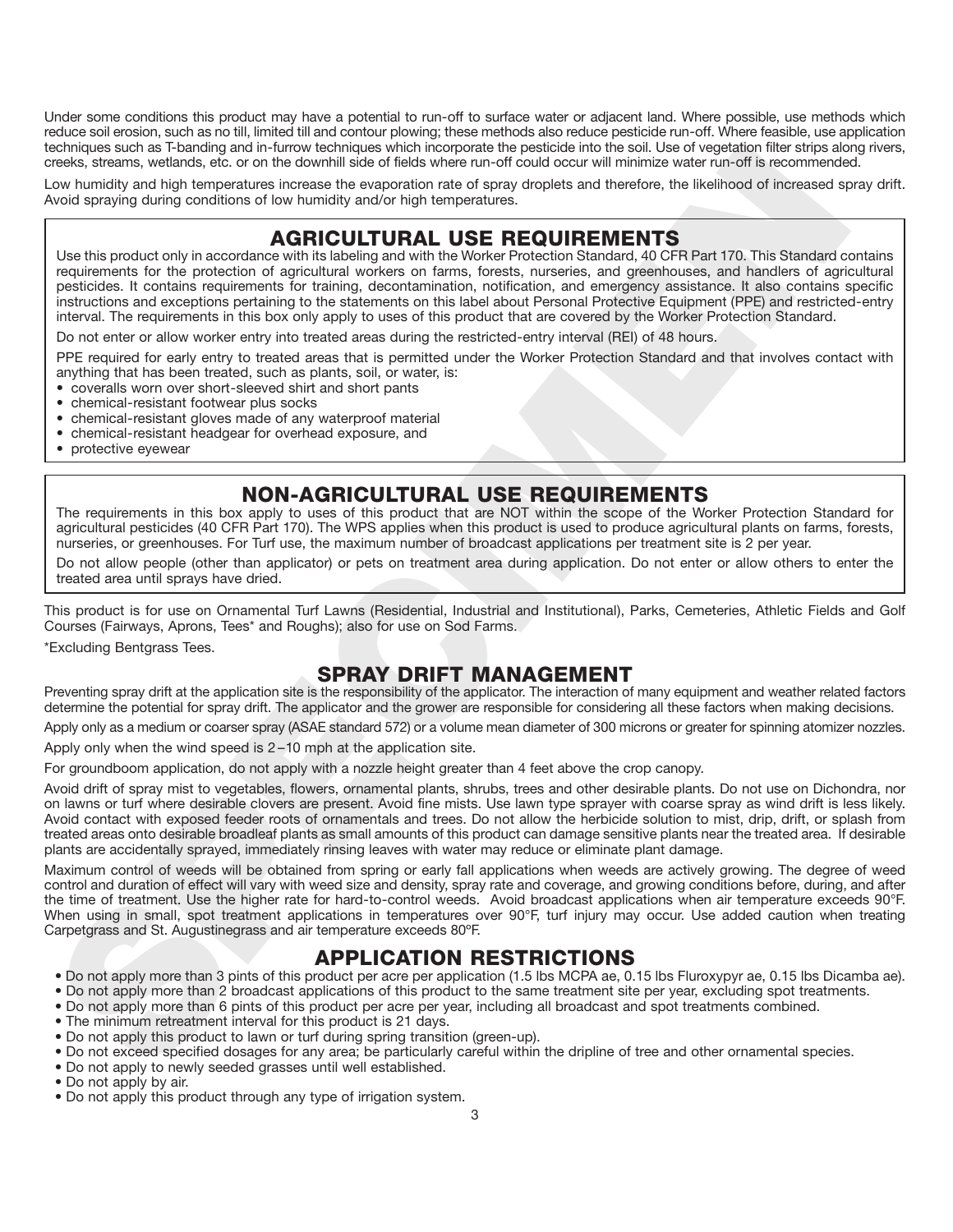Under some conditions this product may have a potential to run-off to surface water or adjacent land. Where possible, use methods which reduce soil erosion, such as no till, limited till and contour plowing; these methods also reduce pesticide run-off. Where feasible, use application techniques such as T-banding and in-furrow techniques which incorporate the pesticide into the soil. Use of vegetation filter strips along rivers, creeks, streams, wetlands, etc. or on the downhill side of fields where run-off could occur will minimize water run-off is recommended.

Low humidity and high temperatures increase the evaporation rate of spray droplets and therefore, the likelihood of increased spray drift. Avoid spraying during conditions of low humidity and/or high temperatures.

## AGRICULTURAL USE REQUIREMENTS

Use this product only in accordance with its labeling and with the Worker Protection Standard, 40 CFR Part 170. This Standard contains requirements for the protection of agricultural workers on farms, forests, nurseries, and greenhouses, and handlers of agricultural pesticides. It contains requirements for training, decontamination, notification, and emergency assistance. It also contains specific instructions and exceptions pertaining to the statements on this label about Personal Protective Equipment (PPE) and restricted-entry interval. The requirements in this box only apply to uses of this product that are covered by the Worker Protection Standard.

Do not enter or allow worker entry into treated areas during the restricted-entry interval (REI) of 48 hours.

PPE required for early entry to treated areas that is permitted under the Worker Protection Standard and that involves contact with anything that has been treated, such as plants, soil, or water, is:

- coveralls worn over short-sleeved shirt and short pants
- chemical-resistant footwear plus socks
- chemical-resistant gloves made of any waterproof material
- chemical-resistant headgear for overhead exposure, and
- protective eyewear

## NON-AGRICULTURAL USE REQUIREMENTS

The requirements in this box apply to uses of this product that are NOT within the scope of the Worker Protection Standard for agricultural pesticides (40 CFR Part 170). The WPS applies when this product is used to produce agricultural plants on farms, forests, nurseries, or greenhouses. For Turf use, the maximum number of broadcast applications per treatment site is 2 per year.

Do not allow people (other than applicator) or pets on treatment area during application. Do not enter or allow others to enter the treated area until sprays have dried.

This product is for use on Ornamental Turf Lawns (Residential, Industrial and Institutional), Parks, Cemeteries, Athletic Fields and Golf Courses (Fairways, Aprons, Tees* and Roughs); also for use on Sod Farms.

*Excluding Bentgrass Tees.

## SPRAY DRIFT MANAGEMENT

Preventing spray drift at the application site is the responsibility of the applicator. The interaction of many equipment and weather related factors determine the potential for spray drift. The applicator and the grower are responsible for considering all these factors when making decisions.

Apply only as a medium or coarser spray (ASAE standard 572) or a volume mean diameter of 300 microns or greater for spinning atomizer nozzles.

Apply only when the wind speed is 2–10 mph at the application site.

For groundboom application, do not apply with a nozzle height greater than 4 feet above the crop canopy.

Avoid drift of spray mist to vegetables, flowers, ornamental plants, shrubs, trees and other desirable plants. Do not use on Dichondra, nor on lawns or turf where desirable clovers are present. Avoid fine mists. Use lawn type sprayer with coarse spray as wind drift is less likely. Avoid contact with exposed feeder roots of ornamentals and trees. Do not allow the herbicide solution to mist, drip, drift, or splash from treated areas onto desirable broadleaf plants as small amounts of this product can damage sensitive plants near the treated area. If desirable plants are accidentally sprayed, immediately rinsing leaves with water may reduce or eliminate plant damage.

Maximum control of weeds will be obtained from spring or early fall applications when weeds are actively growing. The degree of weed control and duration of effect will vary with weed size and density, spray rate and coverage, and growing conditions before, during, and after the time of treatment. Use the higher rate for hard-to-control weeds. Avoid broadcast applications when air temperature exceeds 90°F. When using in small, spot treatment applications in temperatures over 90°F, turf injury may occur. Use added caution when treating Carpetgrass and St. Augustinegrass and air temperature exceeds 80ºF.

## APPLICATION RESTRICTIONS

- Do not apply more than 3 pints of this product per acre per application (1.5 lbs MCPA ae, 0.15 lbs Fluroxypyr ae, 0.15 lbs Dicamba ae).
- Do not apply more than 2 broadcast applications of this product to the same treatment site per year, excluding spot treatments.
- Do not apply more than 6 pints of this product per acre per year, including all broadcast and spot treatments combined.
- The minimum retreatment interval for this product is 21 days.
- Do not apply this product to lawn or turf during spring transition (green-up).
- Do not exceed specified dosages for any area; be particularly careful within the dripline of tree and other ornamental species.
- Do not apply to newly seeded grasses until well established.
- Do not apply by air.
- Do not apply this product through any type of irrigation system.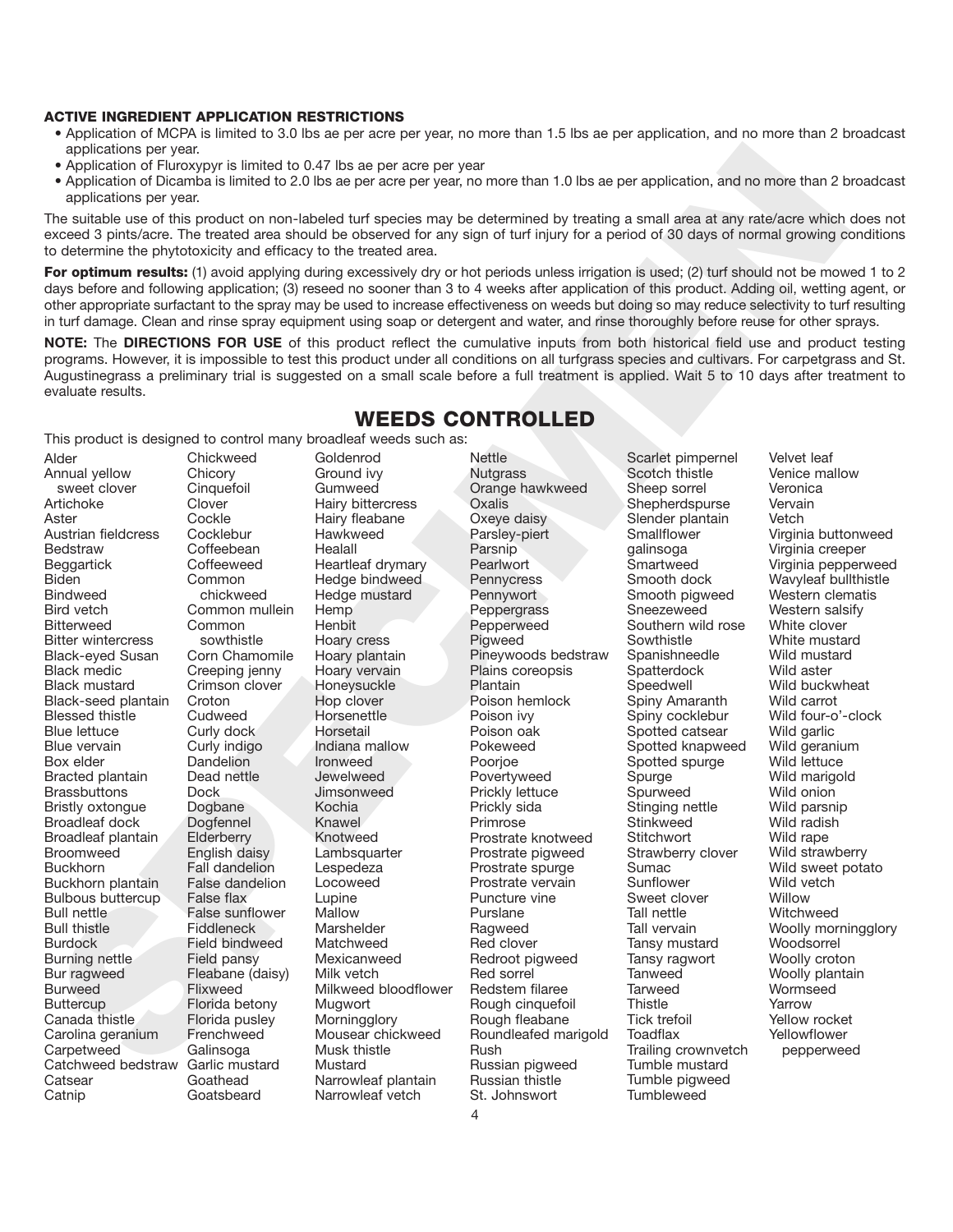#### ACTIVE INGREDIENT APPLICATION RESTRICTIONS

- Application of MCPA is limited to 3.0 lbs ae per acre per year, no more than 1.5 lbs ae per application, and no more than 2 broadcast applications per year.
- Application of Fluroxypyr is limited to 0.47 lbs ae per acre per year
- Application of Dicamba is limited to 2.0 lbs ae per acre per year, no more than 1.0 lbs ae per application, and no more than 2 broadcast applications per year.

The suitable use of this product on non-labeled turf species may be determined by treating a small area at any rate/acre which does not exceed 3 pints/acre. The treated area should be observed for any sign of turf injury for a period of 30 days of normal growing conditions to determine the phytotoxicity and efficacy to the treated area.

**For optimum results:** (1) avoid applying during excessively dry or hot periods unless irrigation is used; (2) turf should not be mowed 1 to 2 days before and following application; (3) reseed no sooner than 3 to 4 weeks after application of this product. Adding oil, wetting agent, or other appropriate surfactant to the spray may be used to increase effectiveness on weeds but doing so may reduce selectivity to turf resulting in turf damage. Clean and rinse spray equipment using soap or detergent and water, and rinse thoroughly before reuse for other sprays.

**NOTE:** The **DIRECTIONS FOR USE** of this product reflect the cumulative inputs from both historical field use and product testing programs. However, it is impossible to test this product under all conditions on all turfgrass species and cultivars. For carpetgrass and St. Augustinegrass a preliminary trial is suggested on a small scale before a full treatment is applied. Wait 5 to 10 days after treatment to evaluate results.

## WEEDS CONTROLLED

This product is designed to control many broadleaf weeds such as:

Alder
Annual yellow sweet clover
Artichoke
Aster
Austrian fieldcress
Bedstraw
Beggartick
Biden
Bindweed
Bird vetch
Bitterweed
Bitter wintercress
Black-eyed Susan
Black medic
Black mustard
Black-seed plantain
Blessed thistle
Blue lettuce
Blue vervain
Box elder
Bracted plantain
Brassbuttons
Bristly oxtongue
Broadleaf dock
Broadleaf plantain
Broomweed
Buckhorn
Buckhorn plantain
Bulbous buttercup
Bull nettle
Bull thistle
Burdock
Burning nettle
Bur ragweed
Burweed
Buttercup
Canada thistle
Carolina geranium
Carpetweed
Catchweed bedstraw
Catsear
Catnip
Chickweed
Chicory
Cinquefoil
Clover
Cockle
Cocklebur
Coffeebean
Coffeeweed
Common chickweed
Common mullein
Common sowthistle
Corn Chamomile
Creeping jenny
Crimson clover
Croton
Cudweed
Curly dock
Curly indigo
Dandelion
Dead nettle
Dock
Dogbane
Dogfennel
Elderberry
English daisy
Fall dandelion
False dandelion
False flax
False sunflower
Fiddleneck
Field bindweed
Field pansy
Fleabane (daisy)
Flixweed
Florida betony
Florida pusley
Frenchweed
Galinsoga
Garlic mustard
Goathead
Goatsbeard
Goldenrod
Ground ivy
Gumweed
Hairy bittercress
Hairy fleabane
Hawkweed
Healall
Heartleaf drymary
Hedge bindweed
Hedge mustard
Hemp
Henbit
Hoary cress
Hoary plantain
Hoary vervain
Honeysuckle
Hop clover
Horsenettle
Horsetail
Indiana mallow
Ironweed
Jewelweed
Jimsonweed
Kochia
Knawel
Knotweed
Lambsquarter
Lespedeza
Locoweed
Lupine
Mallow
Marshelder
Matchweed
Mexicanweed
Milk vetch
Milkweed bloodflower
Mugwort
Morningglory
Mousear chickweed
Musk thistle
Mustard
Narrowleaf plantain
Narrowleaf vetch
Nettle
Nutgrass
Orange hawkweed
Oxalis
Oxeye daisy
Parsley-piert
Parsnip
Pearlwort
Pennycress
Pennywort
Peppergrass
Pepperweed
Pigweed
Pineywoods bedstraw
Plains coreopsis
Plantain
Poison hemlock
Poison ivy
Poison oak
Pokeweed
Poorjoe
Povertyweed
Prickly lettuce
Prickly sida
Primrose
Prostrate knotweed
Prostrate pigweed
Prostrate spurge
Prostrate vervain
Puncture vine
Purslane
Ragweed
Red clover
Redroot pigweed
Red sorrel
Redstem filaree
Rough cinquefoil
Rough fleabane
Roundleafed marigold
Rush
Russian pigweed
Russian thistle
St. Johnswort
Scarlet pimpernel
Scotch thistle
Sheep sorrel
Shepherdspurse
Slender plantain
Smallflower galinsoga
Smartweed
Smooth dock
Smooth pigweed
Sneezeweed
Southern wild rose
Sowthistle
Spanishneedle
Spatterdock
Speedwell
Spiny Amaranth
Spiny cocklebur
Spotted catsear
Spotted knapweed
Spotted spurge
Spurge
Spurweed
Stinging nettle
Stinkweed
Stitchwort
Strawberry clover
Sumac
Sunflower
Sweet clover
Tall nettle
Tall vervain
Tansy mustard
Tansy ragwort
Tanweed
Tarweed
Thistle
Tick trefoil
Toadflax
Trailing crownvetch
Tumble mustard
Tumble pigweed
Tumbleweed
Velvet leaf
Venice mallow
Veronica
Vervain
Vetch
Virginia buttonweed
Virginia creeper
Virginia pepperweed
Wavyleaf bullthistle
Western clematis
Western salsify
White clover
White mustard
Wild aster
Wild buckwheat
Wild carrot
Wild four-o'-clock
Wild garlic
Wild geranium
Wild lettuce
Wild marigold
Wild onion
Wild parsnip
Wild radish
Wild rape
Wild strawberry
Wild sweet potato
Wild vetch
Willow
Witchweed
Woolly morningglory
Woodsorrel
Woolly croton
Woolly plantain
Wormseed
Yarrow
Yellow rocket
Yellowflower pepperweed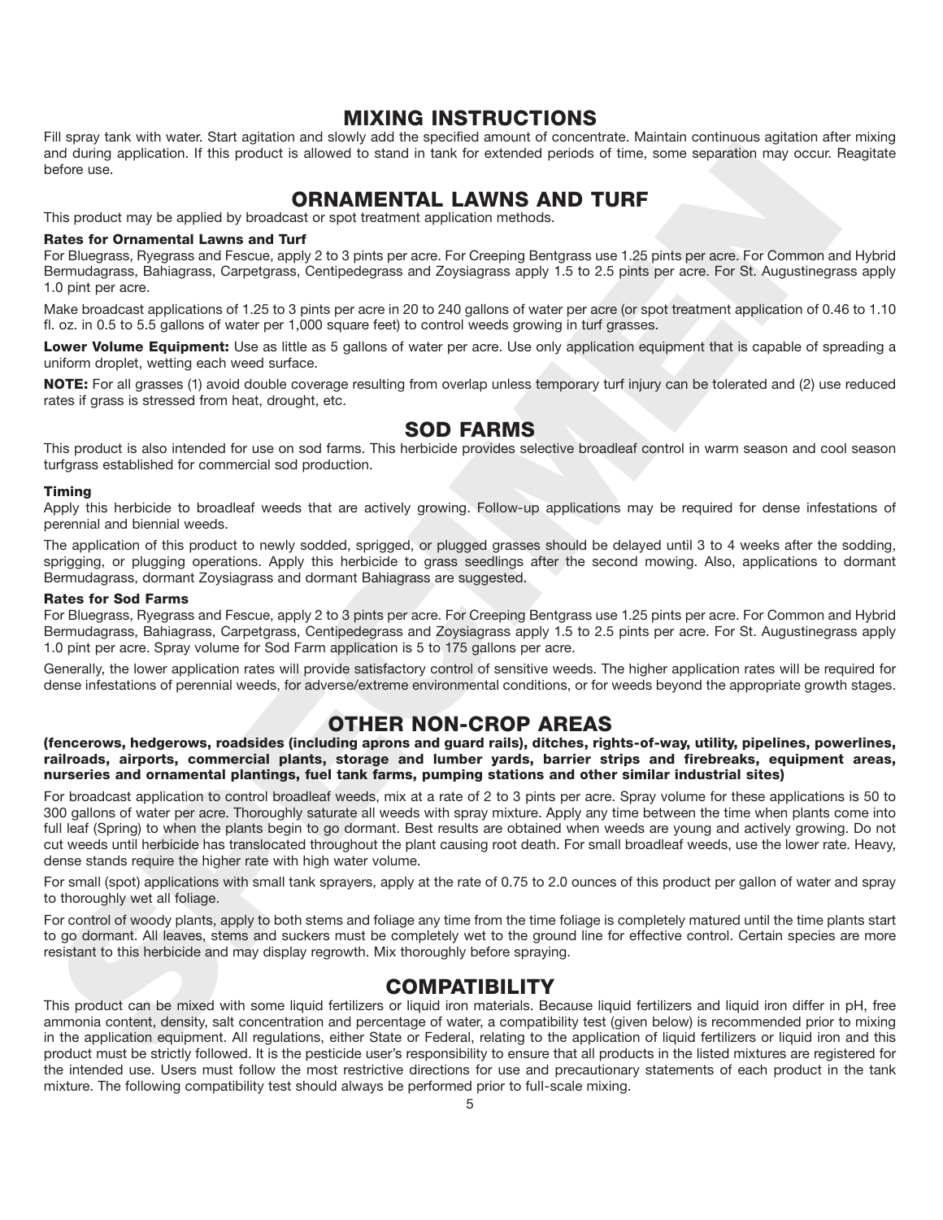## MIXING INSTRUCTIONS

Fill spray tank with water. Start agitation and slowly add the specified amount of concentrate. Maintain continuous agitation after mixing and during application. If this product is allowed to stand in tank for extended periods of time, some separation may occur. Reagitate before use.

## ORNAMENTAL LAWNS AND TURF

This product may be applied by broadcast or spot treatment application methods.

**Rates for Ornamental Lawns and Turf**

For Bluegrass, Ryegrass and Fescue, apply 2 to 3 pints per acre. For Creeping Bentgrass use 1.25 pints per acre. For Common and Hybrid Bermudagrass, Bahiagrass, Carpetgrass, Centipedegrass and Zoysiagrass apply 1.5 to 2.5 pints per acre. For St. Augustinegrass apply 1.0 pint per acre.

Make broadcast applications of 1.25 to 3 pints per acre in 20 to 240 gallons of water per acre (or spot treatment application of 0.46 to 1.10 fl. oz. in 0.5 to 5.5 gallons of water per 1,000 square feet) to control weeds growing in turf grasses.

**Lower Volume Equipment:** Use as little as 5 gallons of water per acre. Use only application equipment that is capable of spreading a uniform droplet, wetting each weed surface.

**NOTE:** For all grasses (1) avoid double coverage resulting from overlap unless temporary turf injury can be tolerated and (2) use reduced rates if grass is stressed from heat, drought, etc.

## SOD FARMS

This product is also intended for use on sod farms. This herbicide provides selective broadleaf control in warm season and cool season turfgrass established for commercial sod production.

**Timing**

Apply this herbicide to broadleaf weeds that are actively growing. Follow-up applications may be required for dense infestations of perennial and biennial weeds.

The application of this product to newly sodded, sprigged, or plugged grasses should be delayed until 3 to 4 weeks after the sodding, sprigging, or plugging operations. Apply this herbicide to grass seedlings after the second mowing. Also, applications to dormant Bermudagrass, dormant Zoysiagrass and dormant Bahiagrass are suggested.

**Rates for Sod Farms**

For Bluegrass, Ryegrass and Fescue, apply 2 to 3 pints per acre. For Creeping Bentgrass use 1.25 pints per acre. For Common and Hybrid Bermudagrass, Bahiagrass, Carpetgrass, Centipedegrass and Zoysiagrass apply 1.5 to 2.5 pints per acre. For St. Augustinegrass apply 1.0 pint per acre. Spray volume for Sod Farm application is 5 to 175 gallons per acre.

Generally, the lower application rates will provide satisfactory control of sensitive weeds. The higher application rates will be required for dense infestations of perennial weeds, for adverse/extreme environmental conditions, or for weeds beyond the appropriate growth stages.

## OTHER NON-CROP AREAS

**(fencerows, hedgerows, roadsides (including aprons and guard rails), ditches, rights-of-way, utility, pipelines, powerlines, railroads, airports, commercial plants, storage and lumber yards, barrier strips and firebreaks, equipment areas, nurseries and ornamental plantings, fuel tank farms, pumping stations and other similar industrial sites)**

For broadcast application to control broadleaf weeds, mix at a rate of 2 to 3 pints per acre. Spray volume for these applications is 50 to 300 gallons of water per acre. Thoroughly saturate all weeds with spray mixture. Apply any time between the time when plants come into full leaf (Spring) to when the plants begin to go dormant. Best results are obtained when weeds are young and actively growing. Do not cut weeds until herbicide has translocated throughout the plant causing root death. For small broadleaf weeds, use the lower rate. Heavy, dense stands require the higher rate with high water volume.

For small (spot) applications with small tank sprayers, apply at the rate of 0.75 to 2.0 ounces of this product per gallon of water and spray to thoroughly wet all foliage.

For control of woody plants, apply to both stems and foliage any time from the time foliage is completely matured until the time plants start to go dormant. All leaves, stems and suckers must be completely wet to the ground line for effective control. Certain species are more resistant to this herbicide and may display regrowth. Mix thoroughly before spraying.

## COMPATIBILITY

This product can be mixed with some liquid fertilizers or liquid iron materials. Because liquid fertilizers and liquid iron differ in pH, free ammonia content, density, salt concentration and percentage of water, a compatibility test (given below) is recommended prior to mixing in the application equipment. All regulations, either State or Federal, relating to the application of liquid fertilizers or liquid iron and this product must be strictly followed. It is the pesticide user's responsibility to ensure that all products in the listed mixtures are registered for the intended use. Users must follow the most restrictive directions for use and precautionary statements of each product in the tank mixture. The following compatibility test should always be performed prior to full-scale mixing.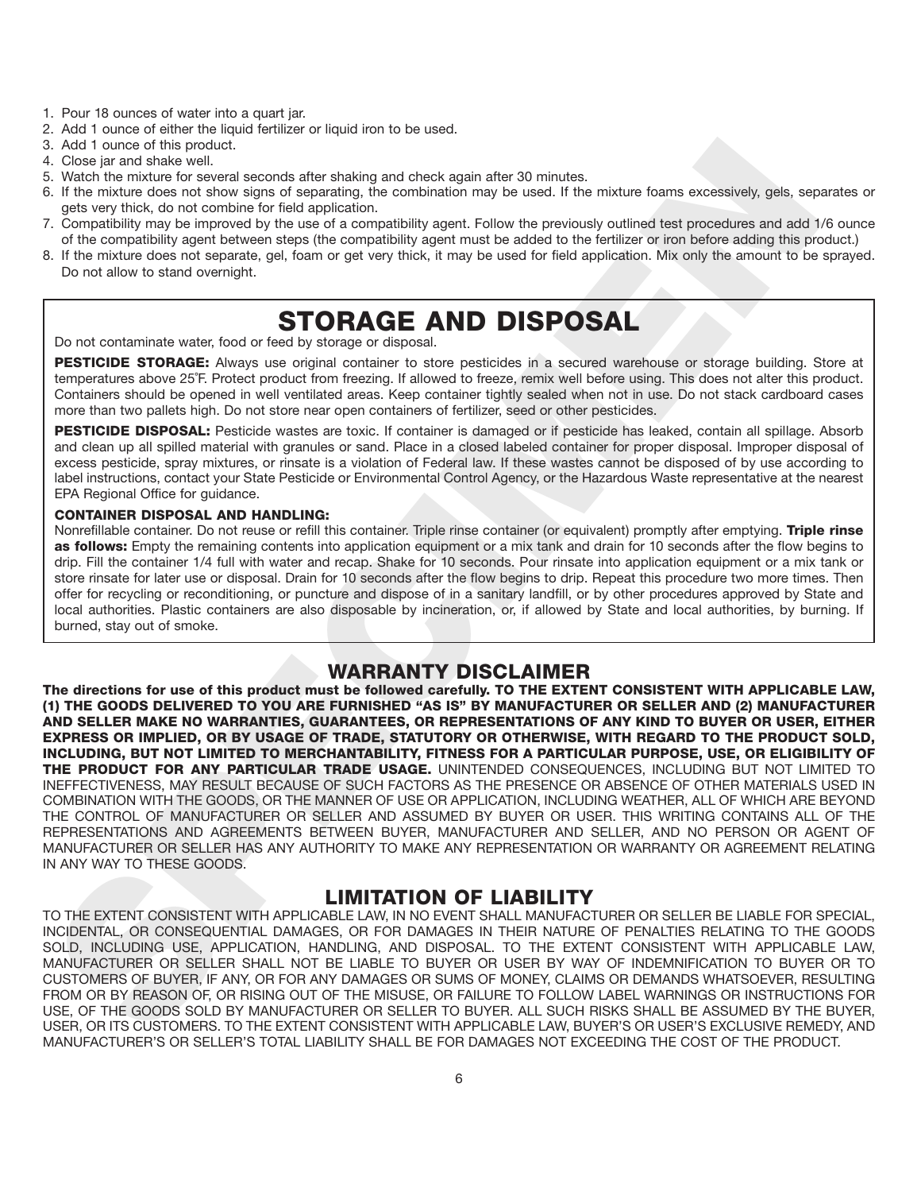1. Pour 18 ounces of water into a quart jar.
2. Add 1 ounce of either the liquid fertilizer or liquid iron to be used.
3. Add 1 ounce of this product.
4. Close jar and shake well.
5. Watch the mixture for several seconds after shaking and check again after 30 minutes.
6. If the mixture does not show signs of separating, the combination may be used. If the mixture foams excessively, gels, separates or gets very thick, do not combine for field application.
7. Compatibility may be improved by the use of a compatibility agent. Follow the previously outlined test procedures and add 1/6 ounce of the compatibility agent between steps (the compatibility agent must be added to the fertilizer or iron before adding this product.)
8. If the mixture does not separate, gel, foam or get very thick, it may be used for field application. Mix only the amount to be sprayed. Do not allow to stand overnight.

# STORAGE AND DISPOSAL

Do not contaminate water, food or feed by storage or disposal.

**PESTICIDE STORAGE:** Always use original container to store pesticides in a secured warehouse or storage building. Store at temperatures above 25˚F. Protect product from freezing. If allowed to freeze, remix well before using. This does not alter this product. Containers should be opened in well ventilated areas. Keep container tightly sealed when not in use. Do not stack cardboard cases more than two pallets high. Do not store near open containers of fertilizer, seed or other pesticides.

**PESTICIDE DISPOSAL:** Pesticide wastes are toxic. If container is damaged or if pesticide has leaked, contain all spillage. Absorb and clean up all spilled material with granules or sand. Place in a closed labeled container for proper disposal. Improper disposal of excess pesticide, spray mixtures, or rinsate is a violation of Federal law. If these wastes cannot be disposed of by use according to label instructions, contact your State Pesticide or Environmental Control Agency, or the Hazardous Waste representative at the nearest EPA Regional Office for guidance.

**CONTAINER DISPOSAL AND HANDLING:**
Nonrefillable container. Do not reuse or refill this container. Triple rinse container (or equivalent) promptly after emptying. **Triple rinse as follows:** Empty the remaining contents into application equipment or a mix tank and drain for 10 seconds after the flow begins to drip. Fill the container 1/4 full with water and recap. Shake for 10 seconds. Pour rinsate into application equipment or a mix tank or store rinsate for later use or disposal. Drain for 10 seconds after the flow begins to drip. Repeat this procedure two more times. Then offer for recycling or reconditioning, or puncture and dispose of in a sanitary landfill, or by other procedures approved by State and local authorities. Plastic containers are also disposable by incineration, or, if allowed by State and local authorities, by burning. If burned, stay out of smoke.

## WARRANTY DISCLAIMER

**The directions for use of this product must be followed carefully. TO THE EXTENT CONSISTENT WITH APPLICABLE LAW, (1) THE GOODS DELIVERED TO YOU ARE FURNISHED "AS IS" BY MANUFACTURER OR SELLER AND (2) MANUFACTURER AND SELLER MAKE NO WARRANTIES, GUARANTEES, OR REPRESENTATIONS OF ANY KIND TO BUYER OR USER, EITHER EXPRESS OR IMPLIED, OR BY USAGE OF TRADE, STATUTORY OR OTHERWISE, WITH REGARD TO THE PRODUCT SOLD, INCLUDING, BUT NOT LIMITED TO MERCHANTABILITY, FITNESS FOR A PARTICULAR PURPOSE, USE, OR ELIGIBILITY OF THE PRODUCT FOR ANY PARTICULAR TRADE USAGE.** UNINTENDED CONSEQUENCES, INCLUDING BUT NOT LIMITED TO INEFFECTIVENESS, MAY RESULT BECAUSE OF SUCH FACTORS AS THE PRESENCE OR ABSENCE OF OTHER MATERIALS USED IN COMBINATION WITH THE GOODS, OR THE MANNER OF USE OR APPLICATION, INCLUDING WEATHER, ALL OF WHICH ARE BEYOND THE CONTROL OF MANUFACTURER OR SELLER AND ASSUMED BY BUYER OR USER. THIS WRITING CONTAINS ALL OF THE REPRESENTATIONS AND AGREEMENTS BETWEEN BUYER, MANUFACTURER AND SELLER, AND NO PERSON OR AGENT OF MANUFACTURER OR SELLER HAS ANY AUTHORITY TO MAKE ANY REPRESENTATION OR WARRANTY OR AGREEMENT RELATING IN ANY WAY TO THESE GOODS.

## LIMITATION OF LIABILITY

TO THE EXTENT CONSISTENT WITH APPLICABLE LAW, IN NO EVENT SHALL MANUFACTURER OR SELLER BE LIABLE FOR SPECIAL, INCIDENTAL, OR CONSEQUENTIAL DAMAGES, OR FOR DAMAGES IN THEIR NATURE OF PENALTIES RELATING TO THE GOODS SOLD, INCLUDING USE, APPLICATION, HANDLING, AND DISPOSAL. TO THE EXTENT CONSISTENT WITH APPLICABLE LAW, MANUFACTURER OR SELLER SHALL NOT BE LIABLE TO BUYER OR USER BY WAY OF INDEMNIFICATION TO BUYER OR TO CUSTOMERS OF BUYER, IF ANY, OR FOR ANY DAMAGES OR SUMS OF MONEY, CLAIMS OR DEMANDS WHATSOEVER, RESULTING FROM OR BY REASON OF, OR RISING OUT OF THE MISUSE, OR FAILURE TO FOLLOW LABEL WARNINGS OR INSTRUCTIONS FOR USE, OF THE GOODS SOLD BY MANUFACTURER OR SELLER TO BUYER. ALL SUCH RISKS SHALL BE ASSUMED BY THE BUYER, USER, OR ITS CUSTOMERS. TO THE EXTENT CONSISTENT WITH APPLICABLE LAW, BUYER'S OR USER'S EXCLUSIVE REMEDY, AND MANUFACTURER'S OR SELLER'S TOTAL LIABILITY SHALL BE FOR DAMAGES NOT EXCEEDING THE COST OF THE PRODUCT.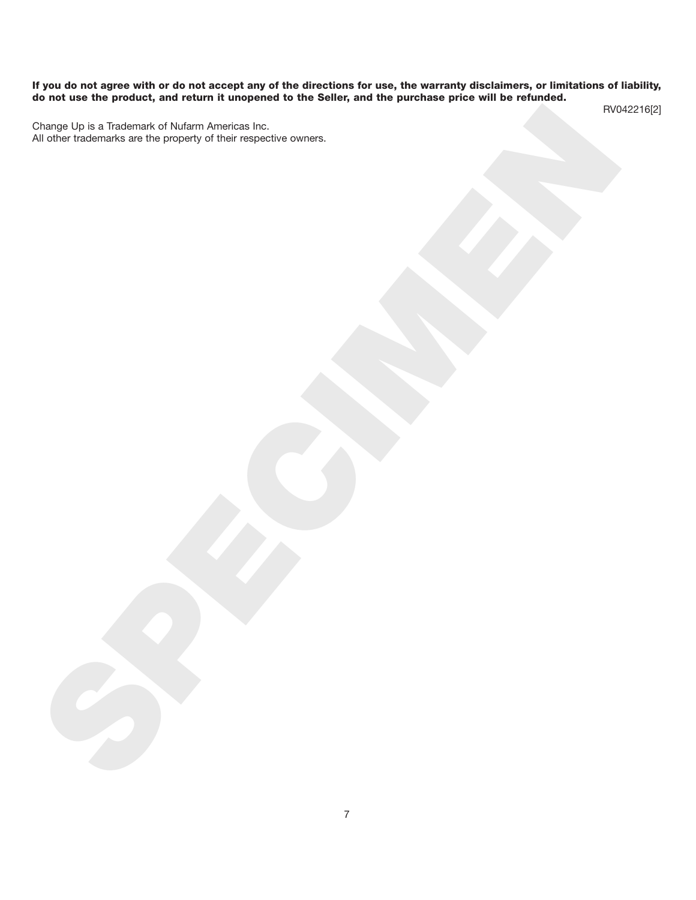**If you do not agree with or do not accept any of the directions for use, the warranty disclaimers, or limitations of liability, do not use the product, and return it unopened to the Seller, and the purchase price will be refunded.**

RV042216[2]

Change Up is a Trademark of Nufarm Americas Inc.
All other trademarks are the property of their respective owners.